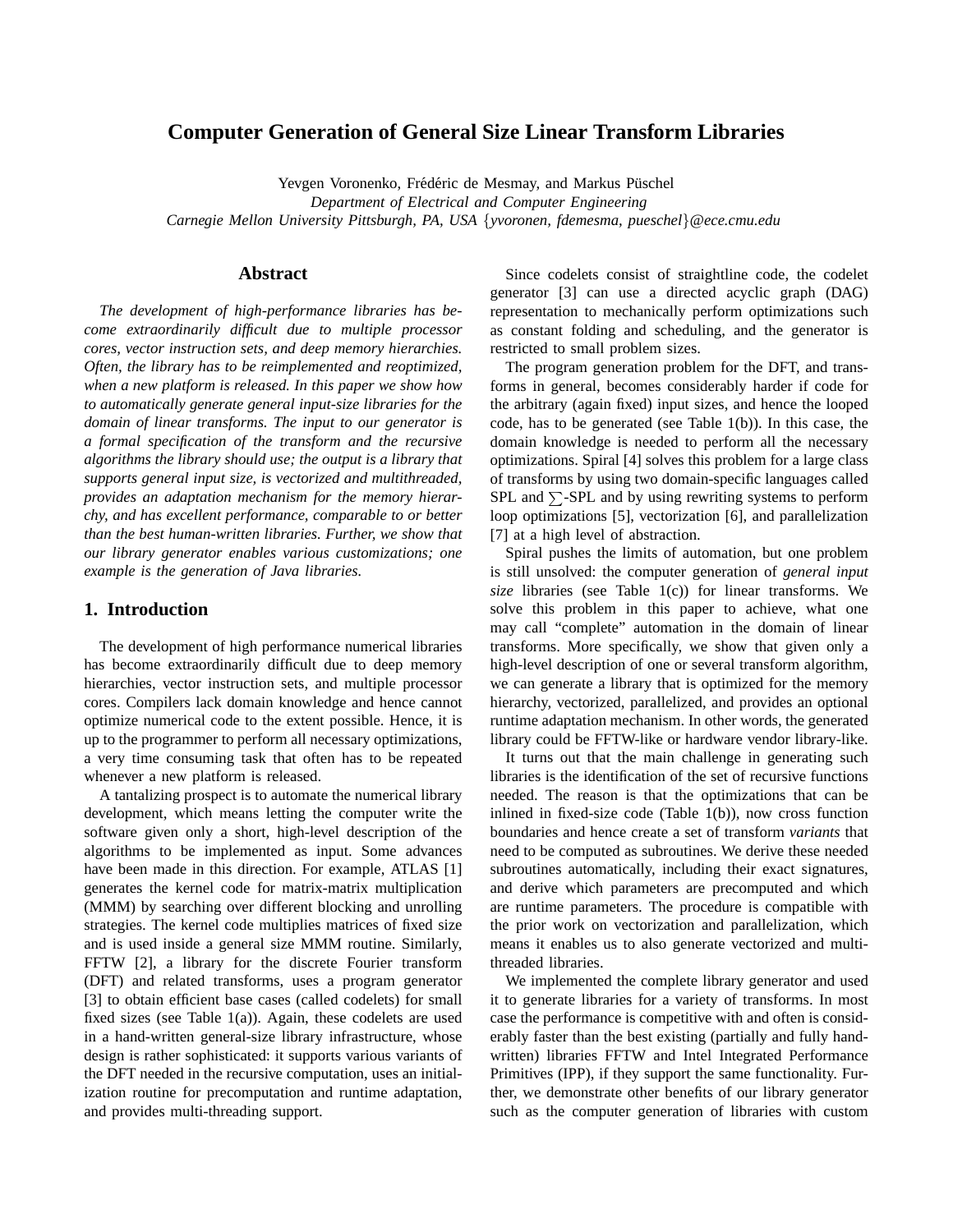# Computer Generation of General Size Linear Transform Libraries

Yevgen Voronenko, Frédéric de Mesmay, and Markus Püschel
*Department of Electrical and Computer Engineering*
*Carnegie Mellon University Pittsburgh, PA, USA {yvoronen, fdemesma, pueschel}@ece.cmu.edu*

## Abstract

*The development of high-performance libraries has become extraordinarily difficult due to multiple processor cores, vector instruction sets, and deep memory hierarchies. Often, the library has to be reimplemented and reoptimized, when a new platform is released. In this paper we show how to automatically generate general input-size libraries for the domain of linear transforms. The input to our generator is a formal specification of the transform and the recursive algorithms the library should use; the output is a library that supports general input size, is vectorized and multithreaded, provides an adaptation mechanism for the memory hierarchy, and has excellent performance, comparable to or better than the best human-written libraries. Further, we show that our library generator enables various customizations; one example is the generation of Java libraries.*

## 1. Introduction

The development of high performance numerical libraries has become extraordinarily difficult due to deep memory hierarchies, vector instruction sets, and multiple processor cores. Compilers lack domain knowledge and hence cannot optimize numerical code to the extent possible. Hence, it is up to the programmer to perform all necessary optimizations, a very time consuming task that often has to be repeated whenever a new platform is released.

A tantalizing prospect is to automate the numerical library development, which means letting the computer write the software given only a short, high-level description of the algorithms to be implemented as input. Some advances have been made in this direction. For example, ATLAS [1] generates the kernel code for matrix-matrix multiplication (MMM) by searching over different blocking and unrolling strategies. The kernel code multiplies matrices of fixed size and is used inside a general size MMM routine. Similarly, FFTW [2], a library for the discrete Fourier transform (DFT) and related transforms, uses a program generator [3] to obtain efficient base cases (called codelets) for small fixed sizes (see Table 1(a)). Again, these codelets are used in a hand-written general-size library infrastructure, whose design is rather sophisticated: it supports various variants of the DFT needed in the recursive computation, uses an initialization routine for precomputation and runtime adaptation, and provides multi-threading support.

Since codelets consist of straightline code, the codelet generator [3] can use a directed acyclic graph (DAG) representation to mechanically perform optimizations such as constant folding and scheduling, and the generator is restricted to small problem sizes.

The program generation problem for the DFT, and transforms in general, becomes considerably harder if code for the arbitrary (again fixed) input sizes, and hence the looped code, has to be generated (see Table 1(b)). In this case, the domain knowledge is needed to perform all the necessary optimizations. Spiral [4] solves this problem for a large class of transforms by using two domain-specific languages called SPL and $\sum$-SPL and by using rewriting systems to perform loop optimizations [5], vectorization [6], and parallelization [7] at a high level of abstraction.

Spiral pushes the limits of automation, but one problem is still unsolved: the computer generation of *general input size* libraries (see Table 1(c)) for linear transforms. We solve this problem in this paper to achieve, what one may call "complete" automation in the domain of linear transforms. More specifically, we show that given only a high-level description of one or several transform algorithm, we can generate a library that is optimized for the memory hierarchy, vectorized, parallelized, and provides an optional runtime adaptation mechanism. In other words, the generated library could be FFTW-like or hardware vendor library-like.

It turns out that the main challenge in generating such libraries is the identification of the set of recursive functions needed. The reason is that the optimizations that can be inlined in fixed-size code (Table 1(b)), now cross function boundaries and hence create a set of transform *variants* that need to be computed as subroutines. We derive these needed subroutines automatically, including their exact signatures, and derive which parameters are precomputed and which are runtime parameters. The procedure is compatible with the prior work on vectorization and parallelization, which means it enables us to also generate vectorized and multithreaded libraries.

We implemented the complete library generator and used it to generate libraries for a variety of transforms. In most case the performance is competitive with and often is considerably faster than the best existing (partially and fully hand-written) libraries FFTW and Intel Integrated Performance Primitives (IPP), if they support the same functionality. Further, we demonstrate other benefits of our library generator such as the computer generation of libraries with custom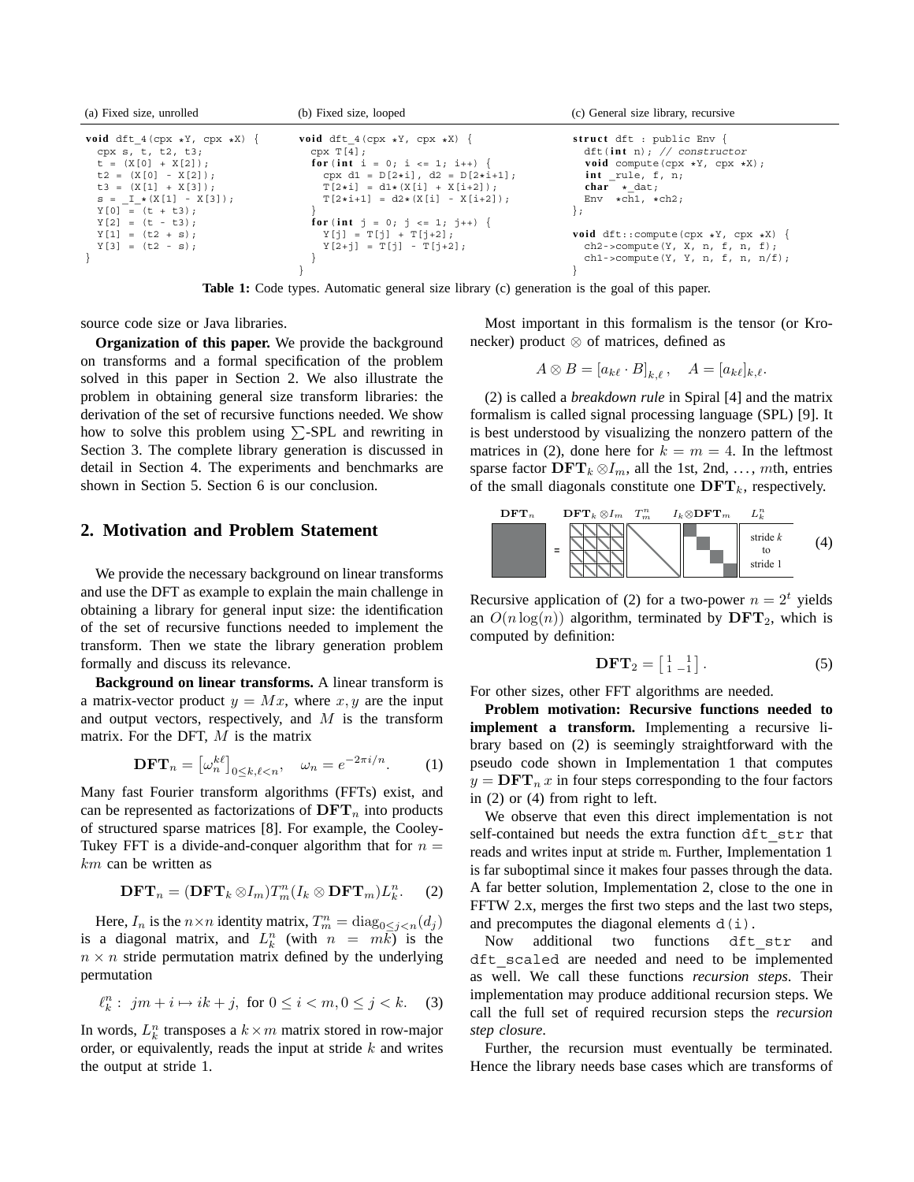(a) Fixed size, unrolled

```
void dft_4(cpx *Y, cpx *X) {
  cpx s, t, t2, t3;
  t = (X[0] + X[2]);
  t2 = (X[0] - X[2]);
  t3 = (X[1] + X[3]);
  s = _I_*(X[1] - X[3]);
  Y[0] = (t + t3);
  Y[2] = (t - t3);
  Y[1] = (t2 + s);
  Y[3] = (t2 - s);
}
```

(b) Fixed size, looped

```
void dft_4(cpx *Y, cpx *X) {
  cpx T[4];
  for(int i = 0; i <= 1; i++) {
    cpx d1 = D[2*i], d2 = D[2*i+1];
    T[2*i] = d1*(X[i] + X[i+2]);
    T[2*i+1] = d2*(X[i] - X[i+2]);
  }
  for(int j = 0; j <= 1; j++) {
    Y[j] = T[j] + T[j+2];
    Y[2+j] = T[j] - T[j+2];
  }
}
```

(c) General size library, recursive

```
struct dft : public Env {
  dft(int n); // constructor
  void compute(cpx *Y, cpx *X);
  int _rule, f, n;
  char *_dat;
  Env *ch1, *ch2;
};

void dft::compute(cpx *Y, cpx *X) {
  ch2->compute(Y, X, n, f, n, f);
  ch1->compute(Y, Y, n, f, n, n/f);
}
```

**Table 1:** Code types. Automatic general size library (c) generation is the goal of this paper.

source code size or Java libraries.

**Organization of this paper.** We provide the background on transforms and a formal specification of the problem solved in this paper in Section 2. We also illustrate the problem in obtaining general size transform libraries: the derivation of the set of recursive functions needed. We show how to solve this problem using $\sum$-SPL and rewriting in Section 3. The complete library generation is discussed in detail in Section 4. The experiments and benchmarks are shown in Section 5. Section 6 is our conclusion.

## 2. Motivation and Problem Statement

We provide the necessary background on linear transforms and use the DFT as example to explain the main challenge in obtaining a library for general input size: the identification of the set of recursive functions needed to implement the transform. Then we state the library generation problem formally and discuss its relevance.

**Background on linear transforms.** A linear transform is a matrix-vector product $y = Mx$, where $x, y$ are the input and output vectors, respectively, and $M$ is the transform matrix. For the DFT, $M$ is the matrix

$$\mathbf{DFT}_n = \left[\omega_n^{k\ell}\right]_{0 \leq k,\ell < n}, \quad \omega_n = e^{-2\pi i/n}. \qquad (1)$$

Many fast Fourier transform algorithms (FFTs) exist, and can be represented as factorizations of $\mathbf{DFT}_n$ into products of structured sparse matrices [8]. For example, the Cooley-Tukey FFT is a divide-and-conquer algorithm that for $n = km$ can be written as

$$\mathbf{DFT}_n = (\mathbf{DFT}_k \otimes I_m) T_m^n (I_k \otimes \mathbf{DFT}_m) L_k^n. \qquad (2)$$

Here, $I_n$ is the $n \times n$ identity matrix, $T_m^n = \mathrm{diag}_{0 \leq j < n}(d_j)$ is a diagonal matrix, and $L_k^n$ (with $n = mk$) is the $n \times n$ stride permutation matrix defined by the underlying permutation

$$\ell_k^n : \; jm + i \mapsto ik + j, \text{ for } 0 \leq i < m, 0 \leq j < k. \qquad (3)$$

In words, $L_k^n$ transposes a $k \times m$ matrix stored in row-major order, or equivalently, reads the input at stride $k$ and writes the output at stride 1.

Most important in this formalism is the tensor (or Kronecker) product $\otimes$ of matrices, defined as

$$A \otimes B = [a_{k\ell} \cdot B]_{k,\ell}, \quad A = [a_{k\ell}]_{k,\ell}.$$

(2) is called a *breakdown rule* in Spiral [4] and the matrix formalism is called signal processing language (SPL) [9]. It is best understood by visualizing the nonzero pattern of the matrices in (2), done here for $k = m = 4$. In the leftmost sparse factor $\mathbf{DFT}_k \otimes I_m$, all the 1st, 2nd, ..., $m$th, entries of the small diagonals constitute one $\mathbf{DFT}_k$, respectively.

$\mathbf{DFT}_n$ = $\mathbf{DFT}_k \otimes I_m$ $T_m^n$ $I_k \otimes \mathbf{DFT}_m$ $L_k^n$ (stride $k$ to stride 1) (4)

Recursive application of (2) for a two-power $n = 2^t$ yields an $O(n \log(n))$ algorithm, terminated by $\mathbf{DFT}_2$, which is computed by definition:

$$\mathbf{DFT}_2 = \begin{bmatrix} 1 & 1 \\ 1 & -1 \end{bmatrix}. \qquad (5)$$

For other sizes, other FFT algorithms are needed.

**Problem motivation: Recursive functions needed to implement a transform.** Implementing a recursive library based on (2) is seemingly straightforward with the pseudo code shown in Implementation 1 that computes $y = \mathbf{DFT}_n\, x$ in four steps corresponding to the four factors in (2) or (4) from right to left.

We observe that even this direct implementation is not self-contained but needs the extra function `dft_str` that reads and writes input at stride `m`. Further, Implementation 1 is far suboptimal since it makes four passes through the data. A far better solution, Implementation 2, close to the one in FFTW 2.x, merges the first two steps and the last two steps, and precomputes the diagonal elements `d(i)`.

Now additional two functions `dft_str` and `dft_scaled` are needed and need to be implemented as well. We call these functions *recursion steps*. Their implementation may produce additional recursion steps. We call the full set of required recursion steps the *recursion step closure*.

Further, the recursion must eventually be terminated. Hence the library needs base cases which are transforms of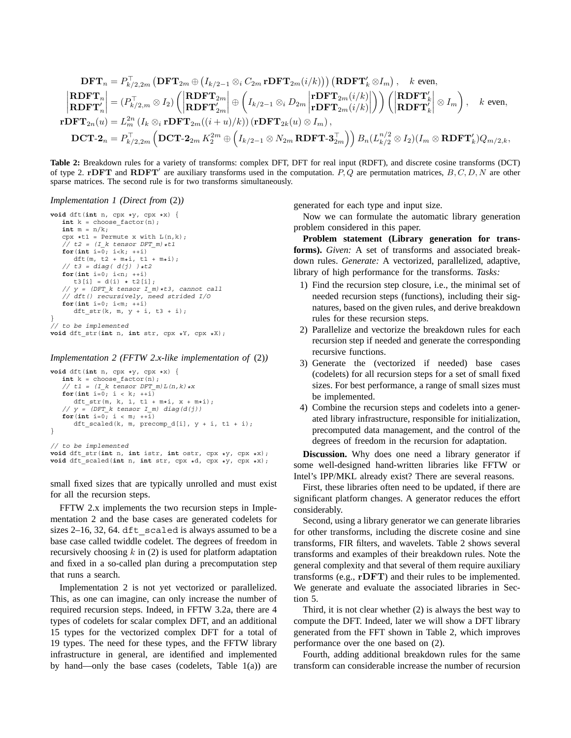$$\mathbf{DFT}_n = P_{k/2,2m}^\top \left(\mathbf{DFT}_{2m} \oplus \left(I_{k/2-1} \otimes_i C_{2m}\, \mathbf{rDFT}_{2m}(i/k)\right)\right)\left(\mathbf{RDFT}'_k \otimes I_m\right), \quad k \text{ even},$$

$$\begin{vmatrix}\mathbf{RDFT}_n\\ \mathbf{RDFT}'_n\end{vmatrix} = (P_{k/2,m}^\top \otimes I_2)\left(\begin{vmatrix}\mathbf{RDFT}_{2m}\\ \mathbf{RDFT}'_{2m}\end{vmatrix} \oplus \left(I_{k/2-1} \otimes_i D_{2m} \begin{vmatrix}\mathbf{rDFT}_{2m}(i/k)\\ \mathbf{rDFT}_{2m}(i/k)\end{vmatrix}\right)\right)\left(\begin{vmatrix}\mathbf{RDFT}'_k\\ \mathbf{RDFT}'_k\end{vmatrix} \otimes I_m\right), \quad k \text{ even},$$

$$\mathbf{rDFT}_{2n}(u) = L_m^{2n}\left(I_k \otimes_i \mathbf{rDFT}_{2m}((i+u)/k)\right)\left(\mathbf{rDFT}_{2k}(u) \otimes I_m\right),$$

$$\mathbf{DCT\text{-}2}_n = P_{k/2,2m}^\top \left(\mathbf{DCT\text{-}2}_{2m}\, K_2^{2m} \oplus \left(I_{k/2-1} \otimes N_{2m}\, \mathbf{RDFT\text{-}3}_{2m}^\top\right)\right) B_n (L_{k/2}^{n/2} \otimes I_2)(I_m \otimes \mathbf{RDFT}'_k) Q_{m/2,k},$$

**Table 2:** Breakdown rules for a variety of transforms: complex DFT, DFT for real input (RDFT), and discrete cosine transforms (DCT) of type 2. $\mathbf{rDFT}$ and $\mathbf{RDFT}'$ are auxiliary transforms used in the computation. $P, Q$ are permutation matrices, $B, C, D, N$ are other sparse matrices. The second rule is for two transforms simultaneously.

*Implementation 1 (Direct from (2))*

```
void dft(int n, cpx *y, cpx *x) {
   int k = choose_factor(n);
   int m = n/k;
   cpx *t1 = Permute x with L(n,k);
   // t2 = (I_k tensor DFT_m)*t1
   for(int i=0; i<k; ++i)
      dft(m, t2 + m*i, t1 + m*i);
   // t3 = diag( d(j) )*t2
   for(int i=0; i<n; ++i)
      t3[i] = d(i) * t2[i];
   // y = (DFT_k tensor I_m)*t3, cannot call
   // dft() recursively, need strided I/O
   for(int i=0; i<m; ++i)
      dft_str(k, m, y + i, t3 + i);
}
// to be implemented
void dft_str(int n, int str, cpx *Y, cpx *X);
```

*Implementation 2 (FFTW 2.x-like implementation of (2))*

```
void dft(int n, cpx *y, cpx *x) {
   int k = choose_factor(n);
   // t1 = (I_k tensor DFT_m)L(n,k)*x
   for(int i=0; i < k; ++i)
      dft_str(m, k, 1, t1 + m*i, x + m*i);
   // y = (DFT_k tensor I_m) diag(d(j))
   for(int i=0; i < m; ++i)
      dft_scaled(k, m, precomp_d[i], y + i, t1 + i);
}

// to be implemented
void dft_str(int n, int istr, int ostr, cpx *y, cpx *x);
void dft_scaled(int n, int str, cpx *d, cpx *y, cpx *x);
```

small fixed sizes that are typically unrolled and must exist for all the recursion steps.

FFTW 2.x implements the two recursion steps in Implementation 2 and the base cases are generated codelets for sizes 2–16, 32, 64. `dft_scaled` is always assumed to be a base case called twiddle codelet. The degrees of freedom in recursively choosing $k$ in (2) is used for platform adaptation and fixed in a so-called plan during a precomputation step that runs a search.

Implementation 2 is not yet vectorized or parallelized. This, as one can imagine, can only increase the number of required recursion steps. Indeed, in FFTW 3.2a, there are 4 types of codelets for scalar complex DFT, and an additional 15 types for the vectorized complex DFT for a total of 19 types. The need for these types, and the FFTW library infrastructure in general, are identified and implemented by hand—only the base cases (codelets, Table 1(a)) are generated for each type and input size.

Now we can formulate the automatic library generation problem considered in this paper.

**Problem statement (Library generation for transforms).** *Given:* A set of transforms and associated breakdown rules. *Generate:* A vectorized, parallelized, adaptive, library of high performance for the transforms. *Tasks:*

1) Find the recursion step closure, i.e., the minimal set of needed recursion steps (functions), including their signatures, based on the given rules, and derive breakdown rules for these recursion steps.
2) Parallelize and vectorize the breakdown rules for each recursion step if needed and generate the corresponding recursive functions.
3) Generate the (vectorized if needed) base cases (codelets) for all recursion steps for a set of small fixed sizes. For best performance, a range of small sizes must be implemented.
4) Combine the recursion steps and codelets into a generated library infrastructure, responsible for initialization, precomputed data management, and the control of the degrees of freedom in the recursion for adaptation.

**Discussion.** Why does one need a library generator if some well-designed hand-written libraries like FFTW or Intel's IPP/MKL already exist? There are several reasons.

First, these libraries often need to be updated, if there are significant platform changes. A generator reduces the effort considerably.

Second, using a library generator we can generate libraries for other transforms, including the discrete cosine and sine transforms, FIR filters, and wavelets. Table 2 shows several transforms and examples of their breakdown rules. Note the general complexity and that several of them require auxiliary transforms (e.g., $\mathbf{rDFT}$) and their rules to be implemented. We generate and evaluate the associated libraries in Section 5.

Third, it is not clear whether (2) is always the best way to compute the DFT. Indeed, later we will show a DFT library generated from the FFT shown in Table 2, which improves performance over the one based on (2).

Fourth, adding additional breakdown rules for the same transform can considerable increase the number of recursion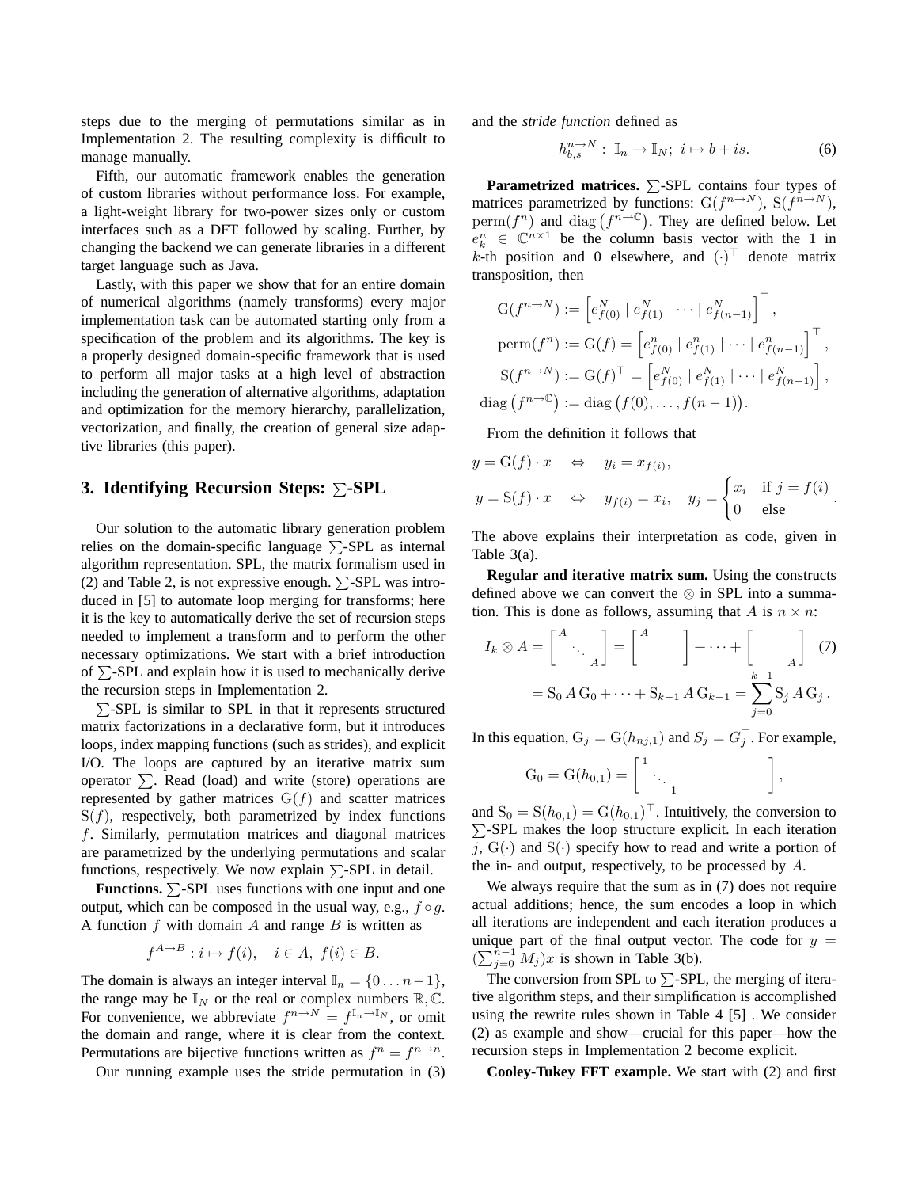steps due to the merging of permutations similar as in Implementation 2. The resulting complexity is difficult to manage manually.

Fifth, our automatic framework enables the generation of custom libraries without performance loss. For example, a light-weight library for two-power sizes only or custom interfaces such as a DFT followed by scaling. Further, by changing the backend we can generate libraries in a different target language such as Java.

Lastly, with this paper we show that for an entire domain of numerical algorithms (namely transforms) every major implementation task can be automated starting only from a specification of the problem and its algorithms. The key is a properly designed domain-specific framework that is used to perform all major tasks at a high level of abstraction including the generation of alternative algorithms, adaptation and optimization for the memory hierarchy, parallelization, vectorization, and finally, the creation of general size adaptive libraries (this paper).

## 3. Identifying Recursion Steps: $\sum$-SPL

Our solution to the automatic library generation problem relies on the domain-specific language $\sum$-SPL as internal algorithm representation. SPL, the matrix formalism used in (2) and Table 2, is not expressive enough. $\sum$-SPL was introduced in [5] to automate loop merging for transforms; here it is the key to automatically derive the set of recursion steps needed to implement a transform and to perform the other necessary optimizations. We start with a brief introduction of $\sum$-SPL and explain how it is used to mechanically derive the recursion steps in Implementation 2.

$\sum$-SPL is similar to SPL in that it represents structured matrix factorizations in a declarative form, but it introduces loops, index mapping functions (such as strides), and explicit I/O. The loops are captured by an iterative matrix sum operator $\sum$. Read (load) and write (store) operations are represented by gather matrices $\mathrm{G}(f)$ and scatter matrices $\mathrm{S}(f)$, respectively, both parametrized by index functions $f$. Similarly, permutation matrices and diagonal matrices are parametrized by the underlying permutations and scalar functions, respectively. We now explain $\sum$-SPL in detail.

**Functions.** $\sum$-SPL uses functions with one input and one output, which can be composed in the usual way, e.g., $f \circ g$. A function $f$ with domain $A$ and range $B$ is written as

$$f^{A \to B} : i \mapsto f(i), \quad i \in A,\ f(i) \in B.$$

The domain is always an integer interval $\mathbb{I}_n = \{0 \dots n-1\}$, the range may be $\mathbb{I}_N$ or the real or complex numbers $\mathbb{R}, \mathbb{C}$. For convenience, we abbreviate $f^{n \to N} = f^{\mathbb{I}_n \to \mathbb{I}_N}$, or omit the domain and range, where it is clear from the context. Permutations are bijective functions written as $f^n = f^{n \to n}$.

Our running example uses the stride permutation in (3) and the *stride function* defined as

$$h_{b,s}^{n \to N} :\ \mathbb{I}_n \to \mathbb{I}_N;\ i \mapsto b + is. \qquad (6)$$

**Parametrized matrices.** $\sum$-SPL contains four types of matrices parametrized by functions: $\mathrm{G}(f^{n \to N})$, $\mathrm{S}(f^{n \to N})$, $\mathrm{perm}(f^n)$ and $\mathrm{diag}\left(f^{n \to \mathbb{C}}\right)$. They are defined below. Let $e_k^n \in \mathbb{C}^{n \times 1}$ be the column basis vector with the 1 in $k$-th position and 0 elsewhere, and $(\cdot)^\top$ denote matrix transposition, then

$$\begin{aligned}
\mathrm{G}(f^{n \to N}) &:= \left[e_{f(0)}^N \mid e_{f(1)}^N \mid \cdots \mid e_{f(n-1)}^N\right]^\top, \\
\mathrm{perm}(f^n) &:= \mathrm{G}(f) = \left[e_{f(0)}^n \mid e_{f(1)}^n \mid \cdots \mid e_{f(n-1)}^n\right]^\top, \\
\mathrm{S}(f^{n \to N}) &:= \mathrm{G}(f)^\top = \left[e_{f(0)}^N \mid e_{f(1)}^N \mid \cdots \mid e_{f(n-1)}^N\right], \\
\mathrm{diag}\left(f^{n \to \mathbb{C}}\right) &:= \mathrm{diag}\left(f(0), \dots, f(n-1)\right).
\end{aligned}$$

From the definition it follows that

$$\begin{aligned}
y = \mathrm{G}(f) \cdot x \quad &\Leftrightarrow \quad y_i = x_{f(i)}, \\
y = \mathrm{S}(f) \cdot x \quad &\Leftrightarrow \quad y_{f(i)} = x_i, \quad y_j = \begin{cases} x_i & \text{if } j = f(i) \\ 0 & \text{else} \end{cases}.
\end{aligned}$$

The above explains their interpretation as code, given in Table 3(a).

**Regular and iterative matrix sum.** Using the constructs defined above we can convert the $\otimes$ in SPL into a summation. This is done as follows, assuming that $A$ is $n \times n$:

$$\begin{aligned}
I_k \otimes A &= \begin{bmatrix} A & & \\ & \ddots & \\ & & A \end{bmatrix} = \begin{bmatrix} A & & \\ & & \\ & & \end{bmatrix} + \cdots + \begin{bmatrix} & & \\ & & \\ & & A \end{bmatrix} \qquad (7) \\
&= \mathrm{S}_0\, A\, \mathrm{G}_0 + \cdots + \mathrm{S}_{k-1}\, A\, \mathrm{G}_{k-1} = \sum_{j=0}^{k-1} \mathrm{S}_j\, A\, \mathrm{G}_j\,.
\end{aligned}$$

In this equation, $\mathrm{G}_j = \mathrm{G}(h_{nj,1})$ and $S_j = G_j^\top$. For example,

$$\mathrm{G}_0 = \mathrm{G}(h_{0,1}) = \begin{bmatrix} 1 & & & & \\ & \ddots & & & \\ & & 1 & & \end{bmatrix},$$

and $\mathrm{S}_0 = \mathrm{S}(h_{0,1}) = \mathrm{G}(h_{0,1})^\top$. Intuitively, the conversion to $\sum$-SPL makes the loop structure explicit. In each iteration $j$, $\mathrm{G}(\cdot)$ and $\mathrm{S}(\cdot)$ specify how to read and write a portion of the in- and output, respectively, to be processed by $A$.

We always require that the sum as in (7) does not require actual additions; hence, the sum encodes a loop in which all iterations are independent and each iteration produces a unique part of the final output vector. The code for $y = (\sum_{j=0}^{n-1} M_j)x$ is shown in Table 3(b).

The conversion from SPL to $\sum$-SPL, the merging of iterative algorithm steps, and their simplification is accomplished using the rewrite rules shown in Table 4 [5] . We consider (2) as example and show—crucial for this paper—how the recursion steps in Implementation 2 become explicit.

**Cooley-Tukey FFT example.** We start with (2) and first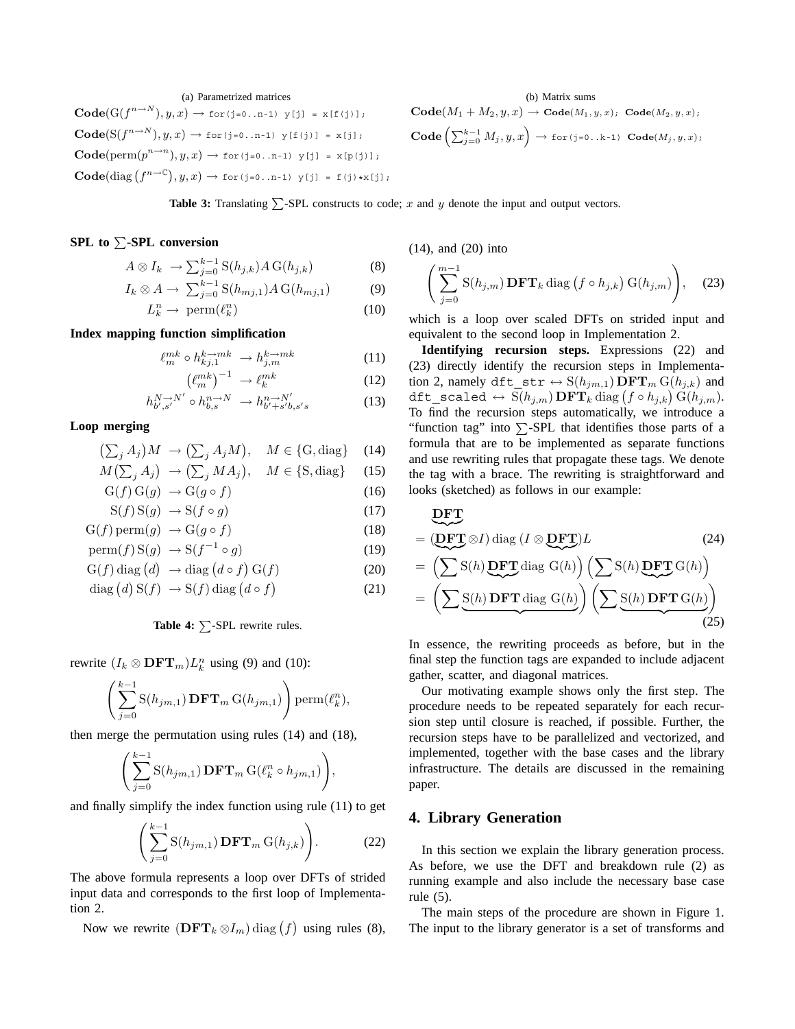(a) Parametrized matrices

$\textbf{Code}(\mathrm{G}(f^{n\to N}), y, x) \to$ `for(j=0..n-1) y[j] = x[f(j)];`

$\textbf{Code}(\mathrm{S}(f^{n\to N}), y, x) \to$ `for(j=0..n-1) y[f(j)] = x[j];`

$\textbf{Code}(\mathrm{perm}(p^{n\to n}), y, x) \to$ `for(j=0..n-1) y[j] = x[p(j)];`

$\textbf{Code}(\mathrm{diag}\left(f^{n\to \mathbb{C}}\right), y, x) \to$ `for(j=0..n-1) y[j] = f(j)*x[j];`

(b) Matrix sums

$\textbf{Code}(M_1 + M_2, y, x) \to$ $\textbf{Code}(M_1, y, x)$; $\textbf{Code}(M_2, y, x)$;

$\textbf{Code}\left(\sum_{j=0}^{k-1} M_j, y, x\right) \to$ `for(j=0..k-1)` $\textbf{Code}(M_j, y, x)$;

**Table 3:** Translating $\sum$-SPL constructs to code; $x$ and $y$ denote the input and output vectors.

**SPL to $\sum$-SPL conversion**

$$A \otimes I_k \;\to \sum_{j=0}^{k-1} \mathrm{S}(h_{j,k}) A\, \mathrm{G}(h_{j,k}) \tag{8}$$

$$I_k \otimes A \to\; \sum_{j=0}^{k-1} \mathrm{S}(h_{mj,1}) A\, \mathrm{G}(h_{mj,1}) \tag{9}$$

$$L_k^n \to\; \mathrm{perm}(\ell_k^n) \tag{10}$$

**Index mapping function simplification**

$$\ell_m^{mk} \circ h_{kj,1}^{k\to mk} \;\to h_{j,m}^{k\to mk} \tag{11}$$

$$\left(\ell_m^{mk}\right)^{-1} \;\to \ell_k^{mk} \tag{12}$$

$$h_{b',s'}^{N\to N'} \circ h_{b,s}^{n\to N} \;\to h_{b'+s'b,s's}^{n\to N'} \tag{13}$$

**Loop merging**

$$\left(\textstyle\sum_j A_j\right) M \;\to \left(\textstyle\sum_j A_j M\right), \quad M \in \{\mathrm{G}, \mathrm{diag}\} \tag{14}$$

$$M\left(\textstyle\sum_j A_j\right) \;\to \left(\textstyle\sum_j M A_j\right), \quad M \in \{\mathrm{S}, \mathrm{diag}\} \tag{15}$$

$$\mathrm{G}(f)\, \mathrm{G}(g) \;\to \mathrm{G}(g \circ f) \tag{16}$$

$$\mathrm{S}(f)\, \mathrm{S}(g) \;\to \mathrm{S}(f \circ g) \tag{17}$$

$$\mathrm{G}(f)\, \mathrm{perm}(g) \;\to \mathrm{G}(g \circ f) \tag{18}$$

$$\mathrm{perm}(f)\, \mathrm{S}(g) \;\to \mathrm{S}(f^{-1} \circ g) \tag{19}$$

$$\mathrm{G}(f)\, \mathrm{diag}\left(d\right) \;\to \mathrm{diag}\left(d \circ f\right) \mathrm{G}(f) \tag{20}$$

$$\mathrm{diag}\left(d\right) \mathrm{S}(f) \;\to \mathrm{S}(f)\, \mathrm{diag}\left(d \circ f\right) \tag{21}$$

**Table 4:** $\sum$-SPL rewrite rules.

rewrite $(I_k \otimes \mathbf{DFT}_m) L_k^n$ using (9) and (10):

$$\left(\sum_{j=0}^{k-1} \mathrm{S}(h_{jm,1})\, \mathbf{DFT}_m\, \mathrm{G}(h_{jm,1})\right) \mathrm{perm}(\ell_k^n),$$

then merge the permutation using rules (14) and (18),

$$\left(\sum_{j=0}^{k-1} \mathrm{S}(h_{jm,1})\, \mathbf{DFT}_m\, \mathrm{G}(\ell_k^n \circ h_{jm,1})\right),$$

and finally simplify the index function using rule (11) to get

$$\left(\sum_{j=0}^{k-1} \mathrm{S}(h_{jm,1})\, \mathbf{DFT}_m\, \mathrm{G}(h_{j,k})\right). \tag{22}$$

The above formula represents a loop over DFTs of strided input data and corresponds to the first loop of Implementation 2.

Now we rewrite $(\mathbf{DFT}_k \otimes I_m)\, \mathrm{diag}\left(f\right)$ using rules (8), (14), and (20) into

$$\left(\sum_{j=0}^{m-1} \mathrm{S}(h_{j,m})\, \mathbf{DFT}_k\, \mathrm{diag}\left(f \circ h_{j,k}\right) \mathrm{G}(h_{j,m})\right), \tag{23}$$

which is a loop over scaled DFTs on strided input and equivalent to the second loop in Implementation 2.

**Identifying recursion steps.** Expressions (22) and (23) directly identify the recursion steps in Implementation 2, namely `dft_str` $\leftrightarrow \mathrm{S}(h_{jm,1})\, \mathbf{DFT}_m\, \mathrm{G}(h_{j,k})$ and `dft_scaled` $\leftrightarrow \mathrm{S}(h_{j,m})\, \mathbf{DFT}_k\, \mathrm{diag}\left(f \circ h_{j,k}\right) \mathrm{G}(h_{j,m})$. To find the recursion steps automatically, we introduce a "function tag" into $\sum$-SPL that identifies those parts of a formula that are to be implemented as separate functions and use rewriting rules that propagate these tags. We denote the tag with a brace. The rewriting is straightforward and looks (sketched) as follows in our example:

$$\underbrace{\mathbf{DFT}}$$

$$= (\underbrace{\mathbf{DFT}} \otimes I)\, \mathrm{diag}\, (I \otimes \underbrace{\mathbf{DFT}}) L \tag{24}$$

$$= \left(\sum \mathrm{S}(h)\, \underbrace{\mathbf{DFT}}\, \mathrm{diag}\ \mathrm{G}(h)\right) \left(\sum \mathrm{S}(h)\, \underbrace{\mathbf{DFT}}\, \mathrm{G}(h)\right)$$

$$= \left(\sum \underbrace{\mathrm{S}(h)\, \mathbf{DFT}\, \mathrm{diag}\ \mathrm{G}(h)}\right) \left(\sum \underbrace{\mathrm{S}(h)\, \mathbf{DFT}\, \mathrm{G}(h)}\right) \tag{25}$$

In essence, the rewriting proceeds as before, but in the final step the function tags are expanded to include adjacent gather, scatter, and diagonal matrices.

Our motivating example shows only the first step. The procedure needs to be repeated separately for each recursion step until closure is reached, if possible. Further, the recursion steps have to be parallelized and vectorized, and implemented, together with the base cases and the library infrastructure. The details are discussed in the remaining paper.

## 4. Library Generation

In this section we explain the library generation process. As before, we use the DFT and breakdown rule (2) as running example and also include the necessary base case rule (5).

The main steps of the procedure are shown in Figure 1. The input to the library generator is a set of transforms and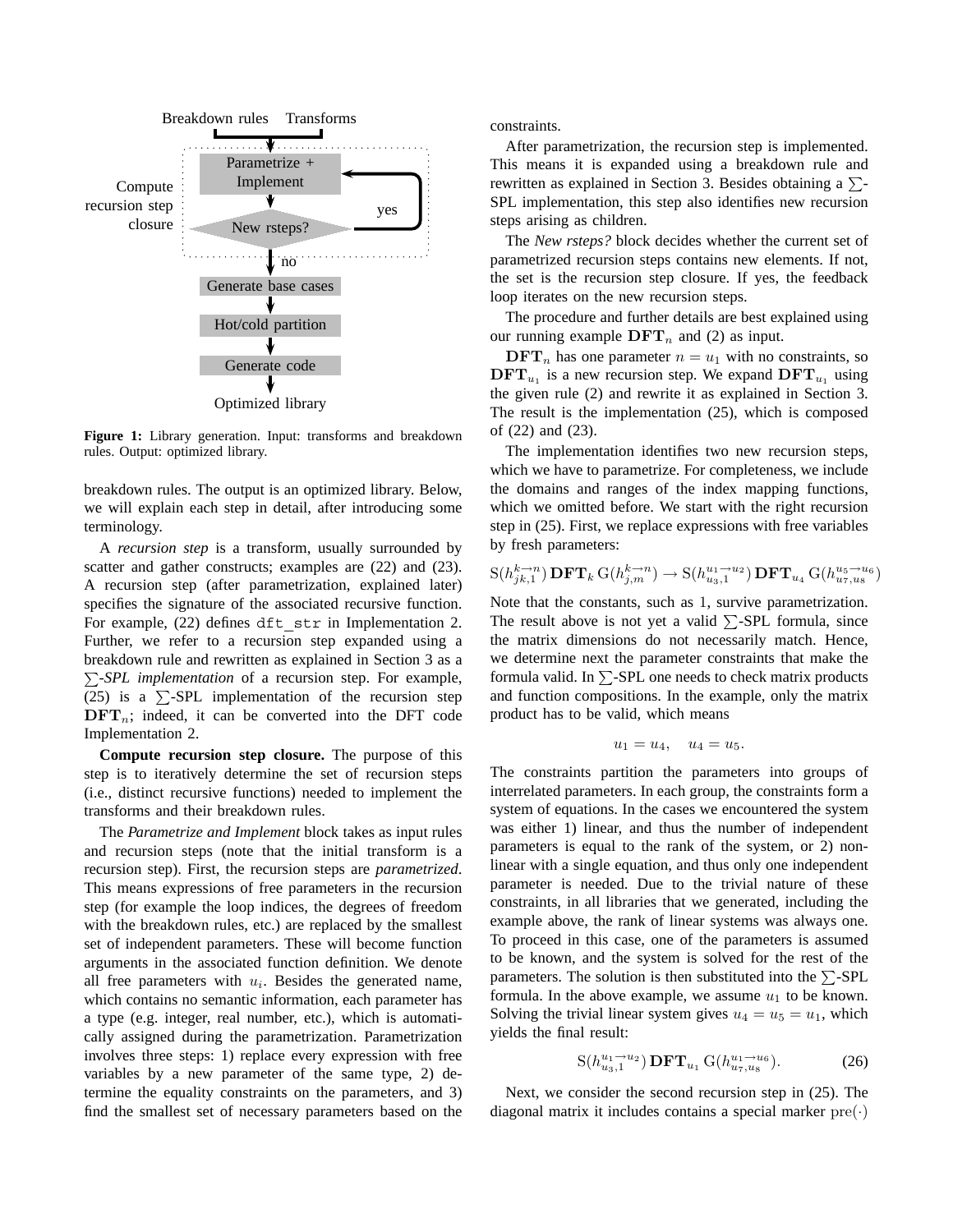Figure 1: Library generation. Input: transforms and breakdown rules. Output: optimized library.

breakdown rules. The output is an optimized library. Below, we will explain each step in detail, after introducing some terminology.

A *recursion step* is a transform, usually surrounded by scatter and gather constructs; examples are (22) and (23). A recursion step (after parametrization, explained later) specifies the signature of the associated recursive function. For example, (22) defines `dft_str` in Implementation 2. Further, we refer to a recursion step expanded using a breakdown rule and rewritten as explained in Section 3 as a *$\sum$-SPL implementation* of a recursion step. For example, (25) is a $\sum$-SPL implementation of the recursion step $\mathbf{DFT}_n$; indeed, it can be converted into the DFT code Implementation 2.

**Compute recursion step closure.** The purpose of this step is to iteratively determine the set of recursion steps (i.e., distinct recursive functions) needed to implement the transforms and their breakdown rules.

The *Parametrize and Implement* block takes as input rules and recursion steps (note that the initial transform is a recursion step). First, the recursion steps are *parametrized*. This means expressions of free parameters in the recursion step (for example the loop indices, the degrees of freedom with the breakdown rules, etc.) are replaced by the smallest set of independent parameters. These will become function arguments in the associated function definition. We denote all free parameters with $u_i$. Besides the generated name, which contains no semantic information, each parameter has a type (e.g. integer, real number, etc.), which is automatically assigned during the parametrization. Parametrization involves three steps: 1) replace every expression with free variables by a new parameter of the same type, 2) determine the equality constraints on the parameters, and 3) find the smallest set of necessary parameters based on the constraints.

After parametrization, the recursion step is implemented. This means it is expanded using a breakdown rule and rewritten as explained in Section 3. Besides obtaining a $\sum$-SPL implementation, this step also identifies new recursion steps arising as children.

The *New rsteps?* block decides whether the current set of parametrized recursion steps contains new elements. If not, the set is the recursion step closure. If yes, the feedback loop iterates on the new recursion steps.

The procedure and further details are best explained using our running example $\mathbf{DFT}_n$ and (2) as input.

$\mathbf{DFT}_n$ has one parameter $n = u_1$ with no constraints, so $\mathbf{DFT}_{u_1}$ is a new recursion step. We expand $\mathbf{DFT}_{u_1}$ using the given rule (2) and rewrite it as explained in Section 3. The result is the implementation (25), which is composed of (22) and (23).

The implementation identifies two new recursion steps, which we have to parametrize. For completeness, we include the domains and ranges of the index mapping functions, which we omitted before. We start with the right recursion step in (25). First, we replace expressions with free variables by fresh parameters:

$$\mathrm{S}(h_{jk,1}^{k\to n})\,\mathbf{DFT}_k\,\mathrm{G}(h_{j,m}^{k\to n}) \to \mathrm{S}(h_{u_3,1}^{u_1\to u_2})\,\mathbf{DFT}_{u_4}\,\mathrm{G}(h_{u_7,u_8}^{u_5\to u_6})$$

Note that the constants, such as 1, survive parametrization. The result above is not yet a valid $\sum$-SPL formula, since the matrix dimensions do not necessarily match. Hence, we determine next the parameter constraints that make the formula valid. In $\sum$-SPL one needs to check matrix products and function compositions. In the example, only the matrix product has to be valid, which means

$$u_1 = u_4, \quad u_4 = u_5.$$

The constraints partition the parameters into groups of interrelated parameters. In each group, the constraints form a system of equations. In the cases we encountered the system was either 1) linear, and thus the number of independent parameters is equal to the rank of the system, or 2) non-linear with a single equation, and thus only one independent parameter is needed. Due to the trivial nature of these constraints, in all libraries that we generated, including the example above, the rank of linear systems was always one. To proceed in this case, one of the parameters is assumed to be known, and the system is solved for the rest of the parameters. The solution is then substituted into the $\sum$-SPL formula. In the above example, we assume $u_1$ to be known. Solving the trivial linear system gives $u_4 = u_5 = u_1$, which yields the final result:

$$\mathrm{S}(h_{u_3,1}^{u_1\to u_2})\,\mathbf{DFT}_{u_1}\,\mathrm{G}(h_{u_7,u_8}^{u_1\to u_6}). \tag{26}$$

Next, we consider the second recursion step in (25). The diagonal matrix it includes contains a special marker $\mathrm{pre}(\cdot)$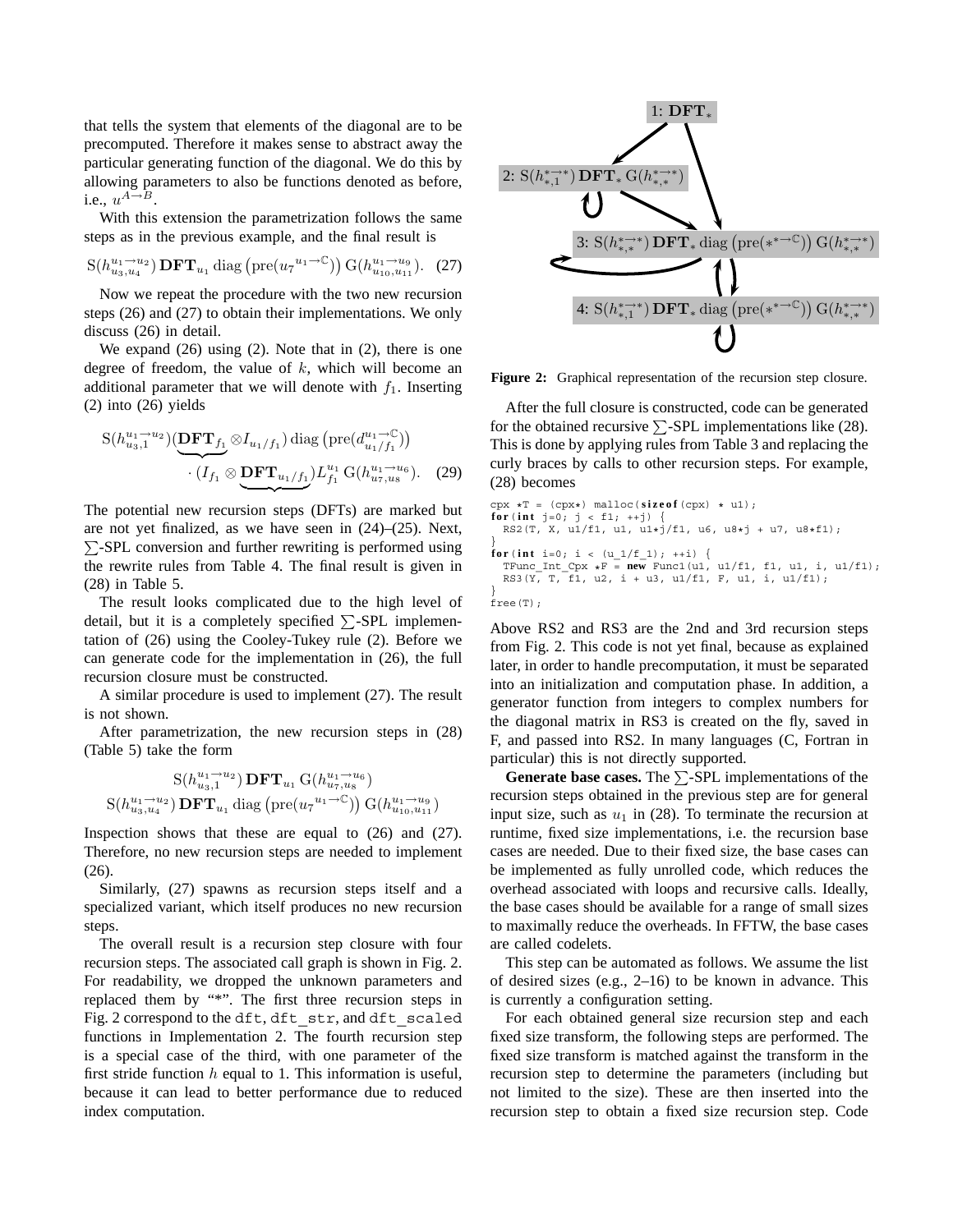that tells the system that elements of the diagonal are to be precomputed. Therefore it makes sense to abstract away the particular generating function of the diagonal. We do this by allowing parameters to also be functions denoted as before, i.e., $u^{A \to B}$.

With this extension the parametrization follows the same steps as in the previous example, and the final result is

$$\mathrm{S}(h_{u_3,u_4}^{u_1 \to u_2})\, \mathbf{DFT}_{u_1}\, \mathrm{diag}\left(\mathrm{pre}({u_7}^{u_1 \to \mathbb{C}})\right) \mathrm{G}(h_{u_{10},u_{11}}^{u_1 \to u_9}). \quad (27)$$

Now we repeat the procedure with the two new recursion steps (26) and (27) to obtain their implementations. We only discuss (26) in detail.

We expand (26) using (2). Note that in (2), there is one degree of freedom, the value of $k$, which will become an additional parameter that we will denote with $f_1$. Inserting (2) into (26) yields

$$\mathrm{S}(h_{u_3,1}^{u_1 \to u_2})(\underbrace{\mathbf{DFT}_{f_1}} \otimes I_{u_1/f_1})\, \mathrm{diag}\left(\mathrm{pre}(d_{u_1/f_1}^{u_1 \to \mathbb{C}})\right) \cdot (I_{f_1} \otimes \underbrace{\mathbf{DFT}_{u_1/f_1}}) L_{f_1}^{u_1}\, \mathrm{G}(h_{u_7,u_8}^{u_1 \to u_6}). \quad (29)$$

The potential new recursion steps (DFTs) are marked but are not yet finalized, as we have seen in (24)–(25). Next, $\sum$-SPL conversion and further rewriting is performed using the rewrite rules from Table 4. The final result is given in (28) in Table 5.

The result looks complicated due to the high level of detail, but it is a completely specified $\sum$-SPL implementation of (26) using the Cooley-Tukey rule (2). Before we can generate code for the implementation in (26), the full recursion closure must be constructed.

A similar procedure is used to implement (27). The result is not shown.

After parametrization, the new recursion steps in (28) (Table 5) take the form

$$\mathrm{S}(h_{u_3,1}^{u_1 \to u_2})\, \mathbf{DFT}_{u_1}\, \mathrm{G}(h_{u_7,u_8}^{u_1 \to u_6})$$
$$\mathrm{S}(h_{u_3,u_4}^{u_1 \to u_2})\, \mathbf{DFT}_{u_1}\, \mathrm{diag}\left(\mathrm{pre}({u_7}^{u_1 \to \mathbb{C}})\right) \mathrm{G}(h_{u_{10},u_{11}}^{u_1 \to u_9})$$

Inspection shows that these are equal to (26) and (27). Therefore, no new recursion steps are needed to implement (26).

Similarly, (27) spawns as recursion steps itself and a specialized variant, which itself produces no new recursion steps.

The overall result is a recursion step closure with four recursion steps. The associated call graph is shown in Fig. 2. For readability, we dropped the unknown parameters and replaced them by "*". The first three recursion steps in Fig. 2 correspond to the `dft`, `dft_str`, and `dft_scaled` functions in Implementation 2. The fourth recursion step is a special case of the third, with one parameter of the first stride function $h$ equal to 1. This information is useful, because it can lead to better performance due to reduced index computation.

1: $\mathbf{DFT}_*$

2: $\mathrm{S}(h_{*,1}^{* \to *})\, \mathbf{DFT}_*\, \mathrm{G}(h_{*,*}^{* \to *})$

3: $\mathrm{S}(h_{*,*}^{* \to *})\, \mathbf{DFT}_*\, \mathrm{diag}\left(\mathrm{pre}(*^{* \to \mathbb{C}})\right) \mathrm{G}(h_{*,*}^{* \to *})$

4: $\mathrm{S}(h_{*,1}^{* \to *})\, \mathbf{DFT}_*\, \mathrm{diag}\left(\mathrm{pre}(*^{* \to \mathbb{C}})\right) \mathrm{G}(h_{*,*}^{* \to *})$

**Figure 2:** Graphical representation of the recursion step closure.

After the full closure is constructed, code can be generated for the obtained recursive $\sum$-SPL implementations like (28). This is done by applying rules from Table 3 and replacing the curly braces by calls to other recursion steps. For example, (28) becomes

```
cpx *T = (cpx*) malloc(sizeof(cpx) * u1);
for(int j=0; j < f1; ++j) {
  RS2(T, X, u1/f1, u1, u1*j/f1, u6, u8*j + u7, u8*f1);
}
for(int i=0; i < (u_1/f_1); ++i) {
  TFunc_Int_Cpx *F = new Func1(u1, u1/f1, f1, u1, i, u1/f1);
  RS3(Y, T, f1, u2, i + u3, u1/f1, F, u1, i, u1/f1);
}
free(T);
```

Above RS2 and RS3 are the 2nd and 3rd recursion steps from Fig. 2. This code is not yet final, because as explained later, in order to handle precomputation, it must be separated into an initialization and computation phase. In addition, a generator function from integers to complex numbers for the diagonal matrix in RS3 is created on the fly, saved in F, and passed into RS2. In many languages (C, Fortran in particular) this is not directly supported.

**Generate base cases.** The $\sum$-SPL implementations of the recursion steps obtained in the previous step are for general input size, such as $u_1$ in (28). To terminate the recursion at runtime, fixed size implementations, i.e. the recursion base cases are needed. Due to their fixed size, the base cases can be implemented as fully unrolled code, which reduces the overhead associated with loops and recursive calls. Ideally, the base cases should be available for a range of small sizes to maximally reduce the overheads. In FFTW, the base cases are called codelets.

This step can be automated as follows. We assume the list of desired sizes (e.g., 2–16) to be known in advance. This is currently a configuration setting.

For each obtained general size recursion step and each fixed size transform, the following steps are performed. The fixed size transform is matched against the transform in the recursion step to determine the parameters (including but not limited to the size). These are then inserted into the recursion step to obtain a fixed size recursion step. Code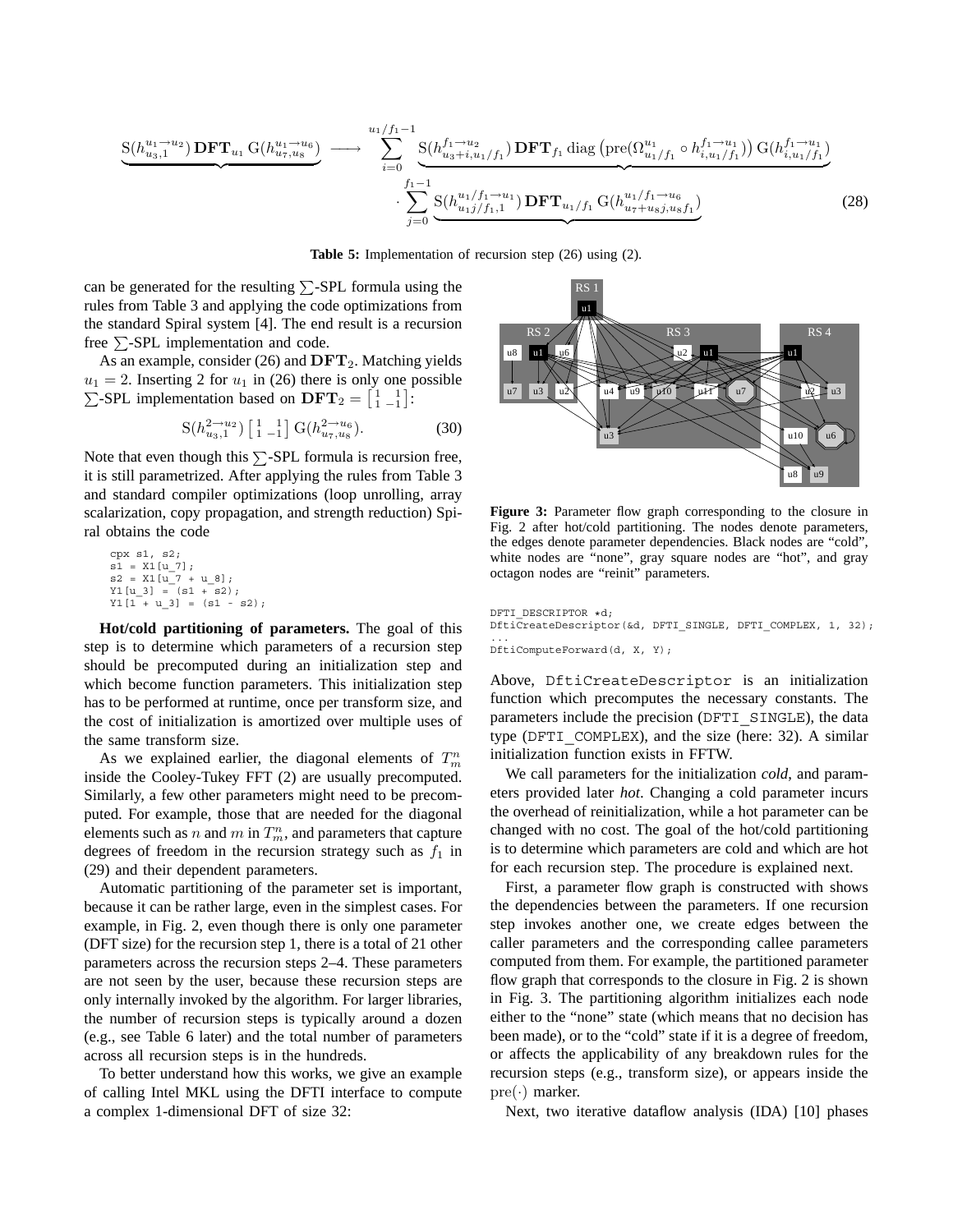$$\underbrace{\mathrm{S}(h^{u_1\to u_2}_{u_3,1})\,\mathbf{DFT}_{u_1}\,\mathrm{G}(h^{u_1\to u_6}_{u_7,u_8})}\;\longrightarrow\;\sum_{i=0}^{u_1/f_1-1}\underbrace{\mathrm{S}(h^{f_1\to u_2}_{u_3+i,u_1/f_1})\,\mathbf{DFT}_{f_1}\,\mathrm{diag}\left(\mathrm{pre}(\Omega^{u_1}_{u_1/f_1}\circ h^{f_1\to u_1}_{i,u_1/f_1})\right)\mathrm{G}(h^{f_1\to u_1}_{i,u_1/f_1})} \cdot\sum_{j=0}^{f_1-1}\underbrace{\mathrm{S}(h^{u_1/f_1\to u_1}_{u_1 j/f_1,1})\,\mathbf{DFT}_{u_1/f_1}\,\mathrm{G}(h^{u_1/f_1\to u_6}_{u_7+u_8 j,u_8 f_1})} \quad (28)$$

**Table 5:** Implementation of recursion step (26) using (2).

can be generated for the resulting $\sum$-SPL formula using the rules from Table 3 and applying the code optimizations from the standard Spiral system [4]. The end result is a recursion free $\sum$-SPL implementation and code.

As an example, consider (26) and $\mathbf{DFT}_2$. Matching yields $u_1 = 2$. Inserting 2 for $u_1$ in (26) there is only one possible $\sum$-SPL implementation based on $\mathbf{DFT}_2 = \left[\begin{smallmatrix}1 & 1\\ 1 & -1\end{smallmatrix}\right]$:

$$\mathrm{S}(h^{2\to u_2}_{u_3,1})\left[\begin{smallmatrix}1 & 1\\ 1 & -1\end{smallmatrix}\right]\mathrm{G}(h^{2\to u_6}_{u_7,u_8}). \quad (30)$$

Note that even though this $\sum$-SPL formula is recursion free, it is still parametrized. After applying the rules from Table 3 and standard compiler optimizations (loop unrolling, array scalarization, copy propagation, and strength reduction) Spiral obtains the code

```
cpx s1, s2;
s1 = X1[u_7];
s2 = X1[u_7 + u_8];
Y1[u_3] = (s1 + s2);
Y1[1 + u_3] = (s1 - s2);
```

**Hot/cold partitioning of parameters.** The goal of this step is to determine which parameters of a recursion step should be precomputed during an initialization step and which become function parameters. This initialization step has to be performed at runtime, once per transform size, and the cost of initialization is amortized over multiple uses of the same transform size.

As we explained earlier, the diagonal elements of $T^n_m$ inside the Cooley-Tukey FFT (2) are usually precomputed. Similarly, a few other parameters might need to be precomputed. For example, those that are needed for the diagonal elements such as $n$ and $m$ in $T^n_m$, and parameters that capture degrees of freedom in the recursion strategy such as $f_1$ in (29) and their dependent parameters.

Automatic partitioning of the parameter set is important, because it can be rather large, even in the simplest cases. For example, in Fig. 2, even though there is only one parameter (DFT size) for the recursion step 1, there is a total of 21 other parameters across the recursion steps 2–4. These parameters are not seen by the user, because these recursion steps are only internally invoked by the algorithm. For larger libraries, the number of recursion steps is typically around a dozen (e.g., see Table 6 later) and the total number of parameters across all recursion steps is in the hundreds.

To better understand how this works, we give an example of calling Intel MKL using the DFTI interface to compute a complex 1-dimensional DFT of size 32:

**Figure 3:** Parameter flow graph corresponding to the closure in Fig. 2 after hot/cold partitioning. The nodes denote parameters, the edges denote parameter dependencies. Black nodes are "cold", white nodes are "none", gray square nodes are "hot", and gray octagon nodes are "reinit" parameters.

```
DFTI_DESCRIPTOR *d;
DftiCreateDescriptor(&d, DFTI_SINGLE, DFTI_COMPLEX, 1, 32);
...
DftiComputeForward(d, X, Y);
```

Above, DftiCreateDescriptor is an initialization function which precomputes the necessary constants. The parameters include the precision (DFTI_SINGLE), the data type (DFTI_COMPLEX), and the size (here: 32). A similar initialization function exists in FFTW.

We call parameters for the initialization *cold*, and parameters provided later *hot*. Changing a cold parameter incurs the overhead of reinitialization, while a hot parameter can be changed with no cost. The goal of the hot/cold partitioning is to determine which parameters are cold and which are hot for each recursion step. The procedure is explained next.

First, a parameter flow graph is constructed with shows the dependencies between the parameters. If one recursion step invokes another one, we create edges between the caller parameters and the corresponding callee parameters computed from them. For example, the partitioned parameter flow graph that corresponds to the closure in Fig. 2 is shown in Fig. 3. The partitioning algorithm initializes each node either to the "none" state (which means that no decision has been made), or to the "cold" state if it is a degree of freedom, or affects the applicability of any breakdown rules for the recursion steps (e.g., transform size), or appears inside the $\mathrm{pre}(\cdot)$ marker.

Next, two iterative dataflow analysis (IDA) [10] phases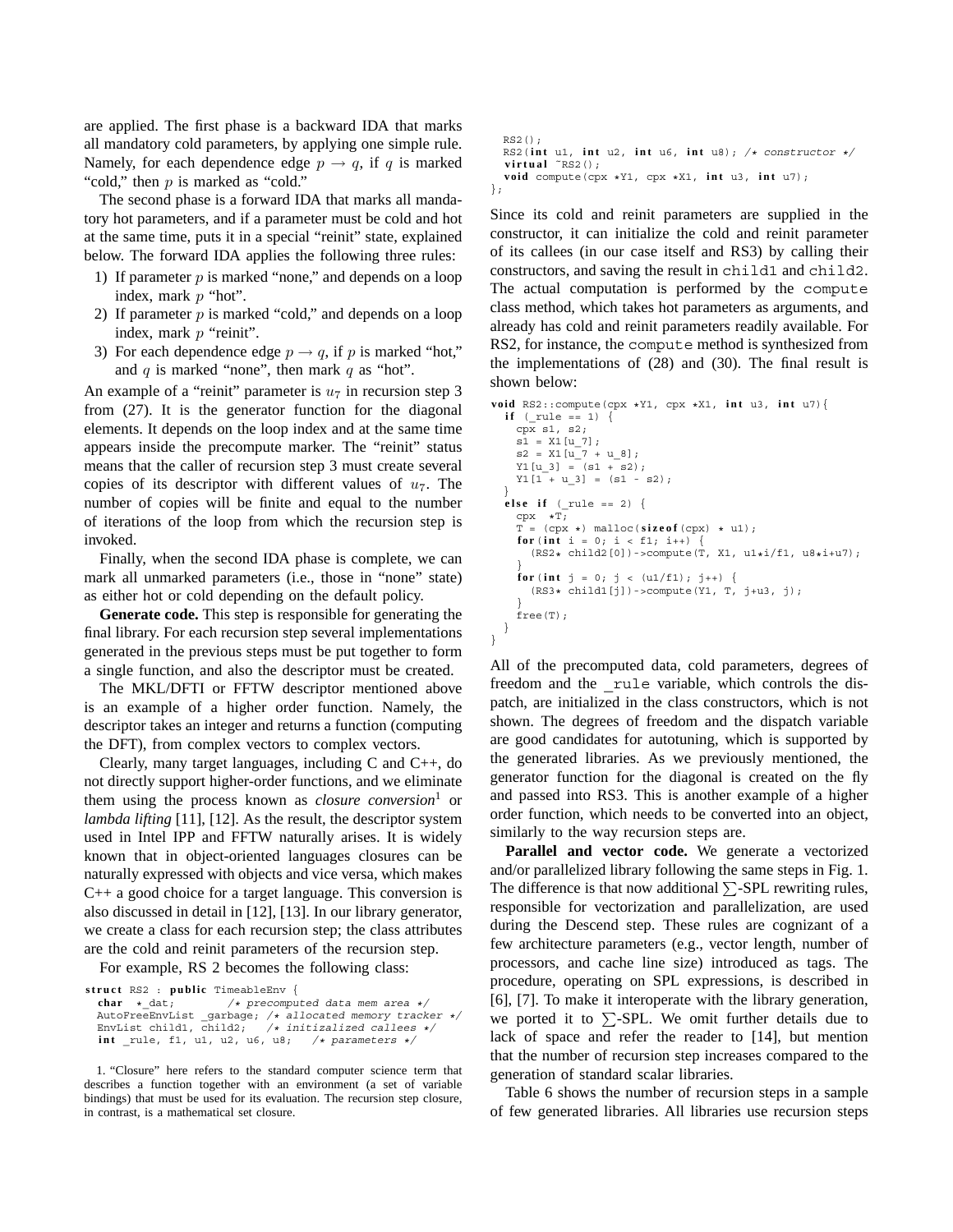are applied. The first phase is a backward IDA that marks all mandatory cold parameters, by applying one simple rule. Namely, for each dependence edge $p \rightarrow q$, if $q$ is marked "cold," then $p$ is marked as "cold."

The second phase is a forward IDA that marks all mandatory hot parameters, and if a parameter must be cold and hot at the same time, puts it in a special "reinit" state, explained below. The forward IDA applies the following three rules:

1) If parameter $p$ is marked "none," and depends on a loop index, mark $p$ "hot".
2) If parameter $p$ is marked "cold," and depends on a loop index, mark $p$ "reinit".
3) For each dependence edge $p \rightarrow q$, if $p$ is marked "hot," and $q$ is marked "none", then mark $q$ as "hot".

An example of a "reinit" parameter is $u_7$ in recursion step 3 from (27). It is the generator function for the diagonal elements. It depends on the loop index and at the same time appears inside the precompute marker. The "reinit" status means that the caller of recursion step 3 must create several copies of its descriptor with different values of $u_7$. The number of copies will be finite and equal to the number of iterations of the loop from which the recursion step is invoked.

Finally, when the second IDA phase is complete, we can mark all unmarked parameters (i.e., those in "none" state) as either hot or cold depending on the default policy.

**Generate code.** This step is responsible for generating the final library. For each recursion step several implementations generated in the previous steps must be put together to form a single function, and also the descriptor must be created.

The MKL/DFTI or FFTW descriptor mentioned above is an example of a higher order function. Namely, the descriptor takes an integer and returns a function (computing the DFT), from complex vectors to complex vectors.

Clearly, many target languages, including C and C++, do not directly support higher-order functions, and we eliminate them using the process known as *closure conversion*[1] or *lambda lifting* [11], [12]. As the result, the descriptor system used in Intel IPP and FFTW naturally arises. It is widely known that in object-oriented languages closures can be naturally expressed with objects and vice versa, which makes C++ a good choice for a target language. This conversion is also discussed in detail in [12], [13]. In our library generator, we create a class for each recursion step; the class attributes are the cold and reinit parameters of the recursion step.

For example, RS 2 becomes the following class:

```
struct RS2 : public TimeableEnv {
  char  *_dat;          /* precomputed data mem area */
  AutoFreeEnvList _garbage; /* allocated memory tracker */
  EnvList child1, child2;   /* initizalized callees */
  int _rule, f1, u1, u2, u6, u8;   /* parameters */

  RS2();
  RS2(int u1, int u2, int u6, int u8); /* constructor */
  virtual ~RS2();
  void compute(cpx *Y1, cpx *X1, int u3, int u7);
};
```

Since its cold and reinit parameters are supplied in the constructor, it can initialize the cold and reinit parameter of its callees (in our case itself and RS3) by calling their constructors, and saving the result in `child1` and `child2`. The actual computation is performed by the `compute` class method, which takes hot parameters as arguments, and already has cold and reinit parameters readily available. For RS2, for instance, the `compute` method is synthesized from the implementations of (28) and (30). The final result is shown below:

```
void RS2::compute(cpx *Y1, cpx *X1, int u3, int u7){
  if (_rule == 1) {
    cpx s1, s2;
    s1 = X1[u_7];
    s2 = X1[u_7 + u_8];
    Y1[u_3] = (s1 + s2);
    Y1[1 + u_3] = (s1 - s2);
  }
  else if (_rule == 2) {
    cpx  *T;
    T = (cpx *) malloc(sizeof(cpx) * u1);
    for(int i = 0; i < f1; i++) {
      (RS2* child2[0])->compute(T, X1, u1*i/f1, u8*i+u7);
    }
    for(int j = 0; j < (u1/f1); j++) {
      (RS3* child1[j])->compute(Y1, T, j+u3, j);
    }
    free(T);
  }
}
```

All of the precomputed data, cold parameters, degrees of freedom and the `_rule` variable, which controls the dispatch, are initialized in the class constructors, which is not shown. The degrees of freedom and the dispatch variable are good candidates for autotuning, which is supported by the generated libraries. As we previously mentioned, the generator function for the diagonal is created on the fly and passed into RS3. This is another example of a higher order function, which needs to be converted into an object, similarly to the way recursion steps are.

**Parallel and vector code.** We generate a vectorized and/or parallelized library following the same steps in Fig. 1. The difference is that now additional $\sum$-SPL rewriting rules, responsible for vectorization and parallelization, are used during the Descend step. These rules are cognizant of a few architecture parameters (e.g., vector length, number of processors, and cache line size) introduced as tags. The procedure, operating on SPL expressions, is described in [6], [7]. To make it interoperate with the library generation, we ported it to $\sum$-SPL. We omit further details due to lack of space and refer the reader to [14], but mention that the number of recursion step increases compared to the generation of standard scalar libraries.

Table 6 shows the number of recursion steps in a sample of few generated libraries. All libraries use recursion steps

1. "Closure" here refers to the standard computer science term that describes a function together with an environment (a set of variable bindings) that must be used for its evaluation. The recursion step closure, in contrast, is a mathematical set closure.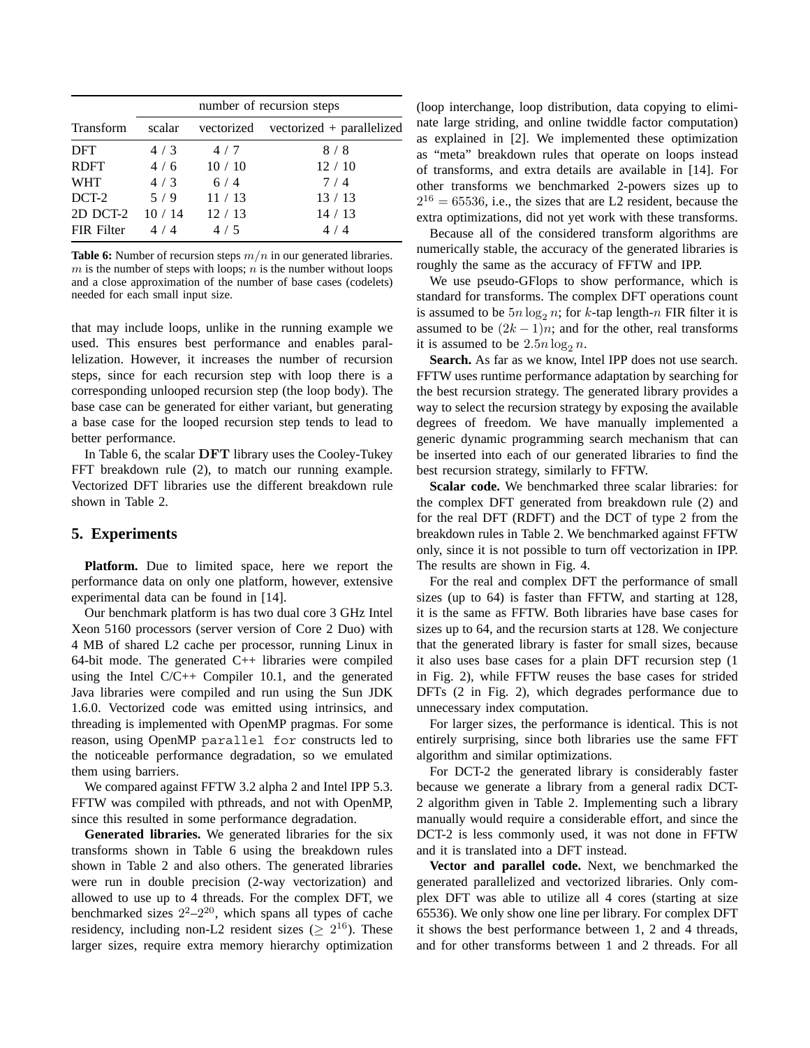| Transform | number of recursion steps | | |
|---|---|---|---|
| | scalar | vectorized | vectorized + parallelized |
| DFT | 4 / 3 | 4 / 7 | 8 / 8 |
| RDFT | 4 / 6 | 10 / 10 | 12 / 10 |
| WHT | 4 / 3 | 6 / 4 | 7 / 4 |
| DCT-2 | 5 / 9 | 11 / 13 | 13 / 13 |
| 2D DCT-2 | 10 / 14 | 12 / 13 | 14 / 13 |
| FIR Filter | 4 / 4 | 4 / 5 | 4 / 4 |

**Table 6:** Number of recursion steps $m/n$ in our generated libraries. $m$ is the number of steps with loops; $n$ is the number without loops and a close approximation of the number of base cases (codelets) needed for each small input size.

that may include loops, unlike in the running example we used. This ensures best performance and enables parallelization. However, it increases the number of recursion steps, since for each recursion step with loop there is a corresponding unlooped recursion step (the loop body). The base case can be generated for either variant, but generating a base case for the looped recursion step tends to lead to better performance.

In Table 6, the scalar $\mathbf{DFT}$ library uses the Cooley-Tukey FFT breakdown rule (2), to match our running example. Vectorized DFT libraries use the different breakdown rule shown in Table 2.

## 5. Experiments

**Platform.** Due to limited space, here we report the performance data on only one platform, however, extensive experimental data can be found in [14].

Our benchmark platform is has two dual core 3 GHz Intel Xeon 5160 processors (server version of Core 2 Duo) with 4 MB of shared L2 cache per processor, running Linux in 64-bit mode. The generated C++ libraries were compiled using the Intel C/C++ Compiler 10.1, and the generated Java libraries were compiled and run using the Sun JDK 1.6.0. Vectorized code was emitted using intrinsics, and threading is implemented with OpenMP pragmas. For some reason, using OpenMP `parallel for` constructs led to the noticeable performance degradation, so we emulated them using barriers.

We compared against FFTW 3.2 alpha 2 and Intel IPP 5.3. FFTW was compiled with pthreads, and not with OpenMP, since this resulted in some performance degradation.

**Generated libraries.** We generated libraries for the six transforms shown in Table 6 using the breakdown rules shown in Table 2 and also others. The generated libraries were run in double precision (2-way vectorization) and allowed to use up to 4 threads. For the complex DFT, we benchmarked sizes $2^2$–$2^{20}$, which spans all types of cache residency, including non-L2 resident sizes ($\geq 2^{16}$). These larger sizes, require extra memory hierarchy optimization (loop interchange, loop distribution, data copying to eliminate large striding, and online twiddle factor computation) as explained in [2]. We implemented these optimization as "meta" breakdown rules that operate on loops instead of transforms, and extra details are available in [14]. For other transforms we benchmarked 2-powers sizes up to $2^{16} = 65536$, i.e., the sizes that are L2 resident, because the extra optimizations, did not yet work with these transforms.

Because all of the considered transform algorithms are numerically stable, the accuracy of the generated libraries is roughly the same as the accuracy of FFTW and IPP.

We use pseudo-GFlops to show performance, which is standard for transforms. The complex DFT operations count is assumed to be $5n \log_2 n$; for $k$-tap length-$n$ FIR filter it is assumed to be $(2k-1)n$; and for the other, real transforms it is assumed to be $2.5n \log_2 n$.

**Search.** As far as we know, Intel IPP does not use search. FFTW uses runtime performance adaptation by searching for the best recursion strategy. The generated library provides a way to select the recursion strategy by exposing the available degrees of freedom. We have manually implemented a generic dynamic programming search mechanism that can be inserted into each of our generated libraries to find the best recursion strategy, similarly to FFTW.

**Scalar code.** We benchmarked three scalar libraries: for the complex DFT generated from breakdown rule (2) and for the real DFT (RDFT) and the DCT of type 2 from the breakdown rules in Table 2. We benchmarked against FFTW only, since it is not possible to turn off vectorization in IPP. The results are shown in Fig. 4.

For the real and complex DFT the performance of small sizes (up to 64) is faster than FFTW, and starting at 128, it is the same as FFTW. Both libraries have base cases for sizes up to 64, and the recursion starts at 128. We conjecture that the generated library is faster for small sizes, because it also uses base cases for a plain DFT recursion step (1 in Fig. 2), while FFTW reuses the base cases for strided DFTs (2 in Fig. 2), which degrades performance due to unnecessary index computation.

For larger sizes, the performance is identical. This is not entirely surprising, since both libraries use the same FFT algorithm and similar optimizations.

For DCT-2 the generated library is considerably faster because we generate a library from a general radix DCT-2 algorithm given in Table 2. Implementing such a library manually would require a considerable effort, and since the DCT-2 is less commonly used, it was not done in FFTW and it is translated into a DFT instead.

**Vector and parallel code.** Next, we benchmarked the generated parallelized and vectorized libraries. Only complex DFT was able to utilize all 4 cores (starting at size 65536). We only show one line per library. For complex DFT it shows the best performance between 1, 2 and 4 threads, and for other transforms between 1 and 2 threads. For all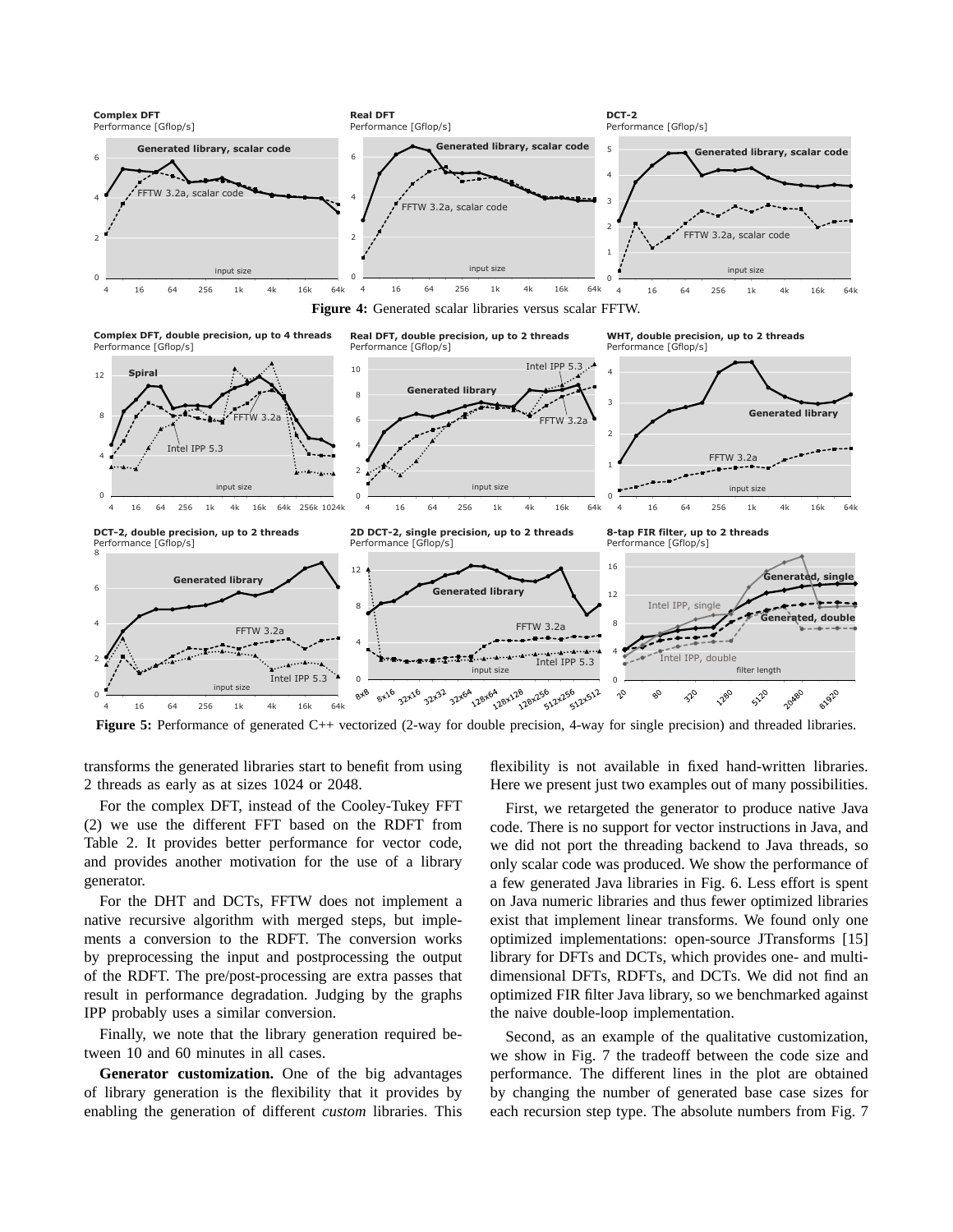**Figure 4:** Generated scalar libraries versus scalar FFTW.

**Figure 5:** Performance of generated C++ vectorized (2-way for double precision, 4-way for single precision) and threaded libraries.

transforms the generated libraries start to benefit from using 2 threads as early as at sizes 1024 or 2048.

For the complex DFT, instead of the Cooley-Tukey FFT (2) we use the different FFT based on the RDFT from Table 2. It provides better performance for vector code, and provides another motivation for the use of a library generator.

For the DHT and DCTs, FFTW does not implement a native recursive algorithm with merged steps, but implements a conversion to the RDFT. The conversion works by preprocessing the input and postprocessing the output of the RDFT. The pre/post-processing are extra passes that result in performance degradation. Judging by the graphs IPP probably uses a similar conversion.

Finally, we note that the library generation required between 10 and 60 minutes in all cases.

**Generator customization.** One of the big advantages of library generation is the flexibility that it provides by enabling the generation of different *custom* libraries. This flexibility is not available in fixed hand-written libraries. Here we present just two examples out of many possibilities.

First, we retargeted the generator to produce native Java code. There is no support for vector instructions in Java, and we did not port the threading backend to Java threads, so only scalar code was produced. We show the performance of a few generated Java libraries in Fig. 6. Less effort is spent on Java numeric libraries and thus fewer optimized libraries exist that implement linear transforms. We found only one optimized implementations: open-source JTransforms [15] library for DFTs and DCTs, which provides one- and multi-dimensional DFTs, RDFTs, and DCTs. We did not find an optimized FIR filter Java library, so we benchmarked against the naive double-loop implementation.

Second, as an example of the qualitative customization, we show in Fig. 7 the tradeoff between the code size and performance. The different lines in the plot are obtained by changing the number of generated base case sizes for each recursion step type. The absolute numbers from Fig. 7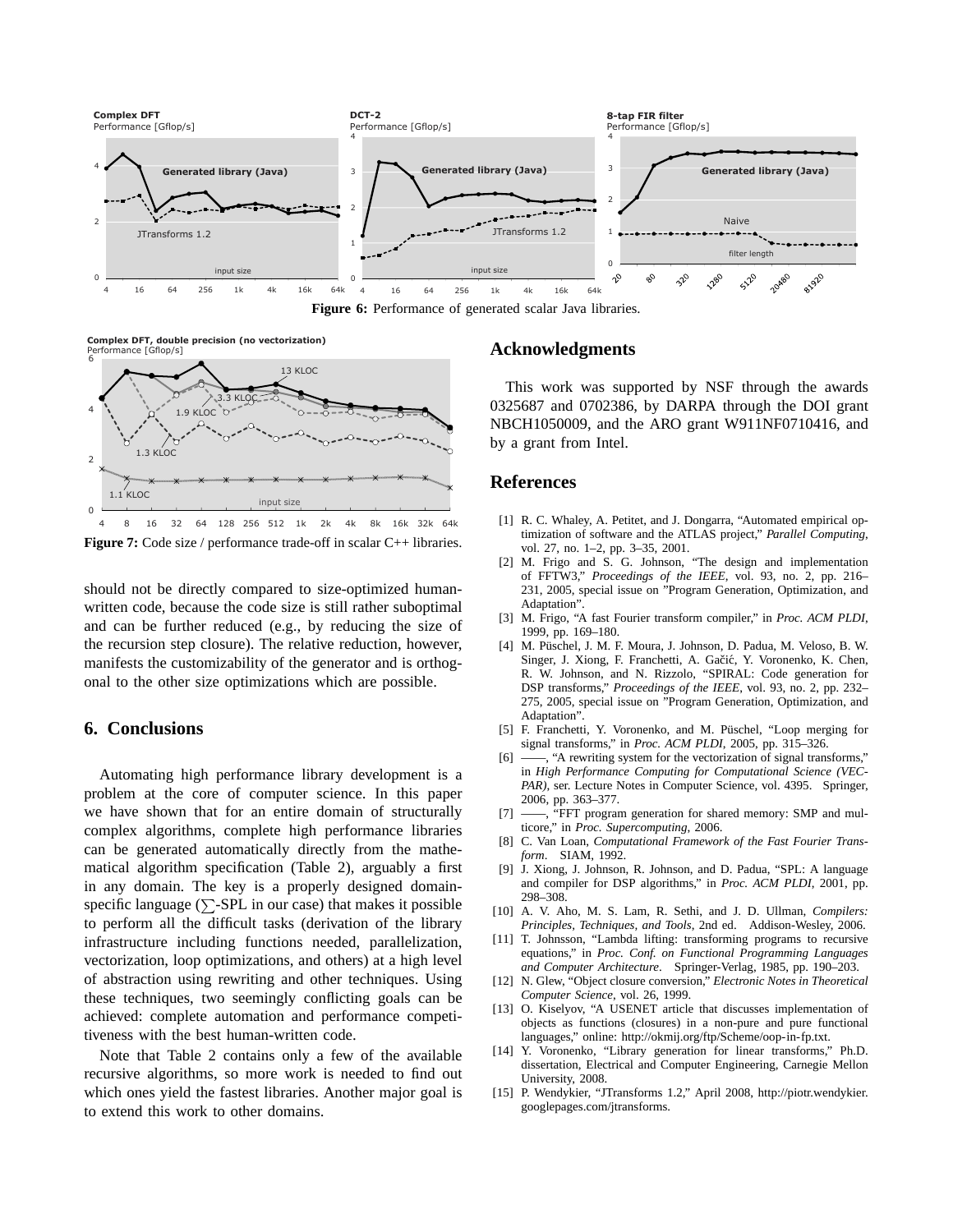Complex DFT
Performance [Gflop/s]
4
2
0
Generated library (Java)
JTransforms 1.2
input size
4 16 64 256 1k 4k 16k 64k

DCT-2
Performance [Gflop/s]
4
3
2
1
0
Generated library (Java)
JTransforms 1.2
input size
4 16 64 256 1k 4k 16k 64k

8-tap FIR filter
Performance [Gflop/s]
4
3
2
1
0
Generated library (Java)
Naive
filter length
20 80 320 1280 5120 20480 81920

**Figure 6:** Performance of generated scalar Java libraries.

Complex DFT, double precision (no vectorization)
Performance [Gflop/s]
6
4
2
0
13 KLOC
3.3 KLOC
1.9 KLOC
1.3 KLOC
1.1 KLOC
input size
4 8 16 32 64 128 256 512 1k 2k 4k 8k 16k 32k 64k

**Figure 7:** Code size / performance trade-off in scalar C++ libraries.

should not be directly compared to size-optimized human-written code, because the code size is still rather suboptimal and can be further reduced (e.g., by reducing the size of the recursion step closure). The relative reduction, however, manifests the customizability of the generator and is orthogonal to the other size optimizations which are possible.

## 6. Conclusions

Automating high performance library development is a problem at the core of computer science. In this paper we have shown that for an entire domain of structurally complex algorithms, complete high performance libraries can be generated automatically directly from the mathematical algorithm specification (Table 2), arguably a first in any domain. The key is a properly designed domain-specific language ($\sum$-SPL in our case) that makes it possible to perform all the difficult tasks (derivation of the library infrastructure including functions needed, parallelization, vectorization, loop optimizations, and others) at a high level of abstraction using rewriting and other techniques. Using these techniques, two seemingly conflicting goals can be achieved: complete automation and performance competitiveness with the best human-written code.

Note that Table 2 contains only a few of the available recursive algorithms, so more work is needed to find out which ones yield the fastest libraries. Another major goal is to extend this work to other domains.

## Acknowledgments

This work was supported by NSF through the awards 0325687 and 0702386, by DARPA through the DOI grant NBCH1050009, and the ARO grant W911NF0710416, and by a grant from Intel.

## References

[1] R. C. Whaley, A. Petitet, and J. Dongarra, "Automated empirical optimization of software and the ATLAS project," *Parallel Computing*, vol. 27, no. 1–2, pp. 3–35, 2001.

[2] M. Frigo and S. G. Johnson, "The design and implementation of FFTW3," *Proceedings of the IEEE*, vol. 93, no. 2, pp. 216–231, 2005, special issue on "Program Generation, Optimization, and Adaptation".

[3] M. Frigo, "A fast Fourier transform compiler," in *Proc. ACM PLDI*, 1999, pp. 169–180.

[4] M. Püschel, J. M. F. Moura, J. Johnson, D. Padua, M. Veloso, B. W. Singer, J. Xiong, F. Franchetti, A. Gačić, Y. Voronenko, K. Chen, R. W. Johnson, and N. Rizzolo, "SPIRAL: Code generation for DSP transforms," *Proceedings of the IEEE*, vol. 93, no. 2, pp. 232–275, 2005, special issue on "Program Generation, Optimization, and Adaptation".

[5] F. Franchetti, Y. Voronenko, and M. Püschel, "Loop merging for signal transforms," in *Proc. ACM PLDI*, 2005, pp. 315–326.

[6] ——, "A rewriting system for the vectorization of signal transforms," in *High Performance Computing for Computational Science (VECPAR)*, ser. Lecture Notes in Computer Science, vol. 4395. Springer, 2006, pp. 363–377.

[7] ——, "FFT program generation for shared memory: SMP and multicore," in *Proc. Supercomputing*, 2006.

[8] C. Van Loan, *Computational Framework of the Fast Fourier Transform*. SIAM, 1992.

[9] J. Xiong, J. Johnson, R. Johnson, and D. Padua, "SPL: A language and compiler for DSP algorithms," in *Proc. ACM PLDI*, 2001, pp. 298–308.

[10] A. V. Aho, M. S. Lam, R. Sethi, and J. D. Ullman, *Compilers: Principles, Techniques, and Tools*, 2nd ed. Addison-Wesley, 2006.

[11] T. Johnsson, "Lambda lifting: transforming programs to recursive equations," in *Proc. Conf. on Functional Programming Languages and Computer Architecture*. Springer-Verlag, 1985, pp. 190–203.

[12] N. Glew, "Object closure conversion," *Electronic Notes in Theoretical Computer Science*, vol. 26, 1999.

[13] O. Kiselyov, "A USENET article that discusses implementation of objects as functions (closures) in a non-pure and pure functional languages," online: http://okmij.org/ftp/Scheme/oop-in-fp.txt.

[14] Y. Voronenko, "Library generation for linear transforms," Ph.D. dissertation, Electrical and Computer Engineering, Carnegie Mellon University, 2008.

[15] P. Wendykier, "JTransforms 1.2," April 2008, http://piotr.wendykier.googlepages.com/jtransforms.